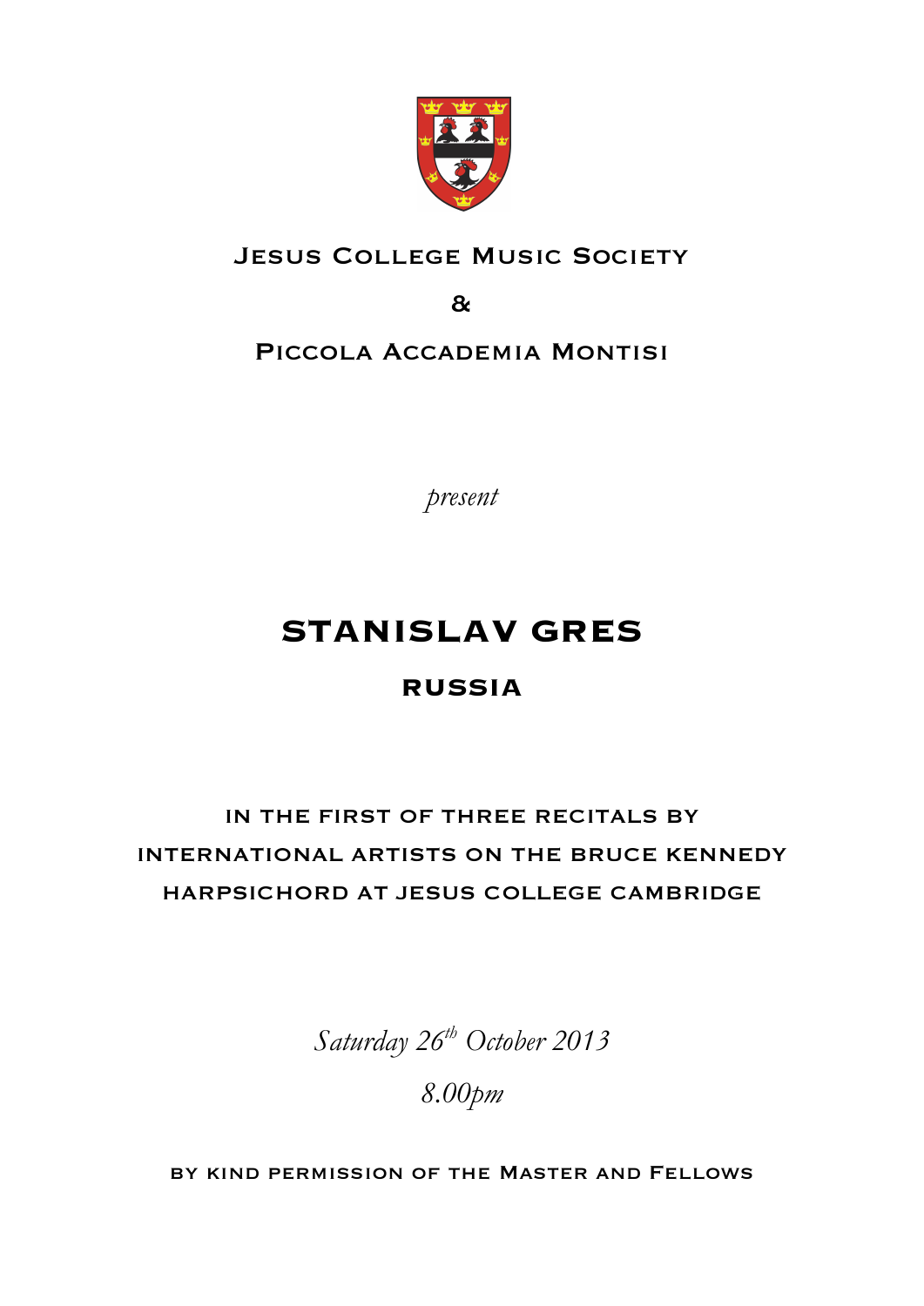Jesus College Music Society

&

Piccola Accademia Montisi

*present*

# STANISLAV GRES

## RUSSIA

in the first of three recitals by international artists on the bruce kennedy harpsichord at jesus college cambridge

*Saturday 26th October 2013*

*8.00pm*

by kind permission of the Master and Fellows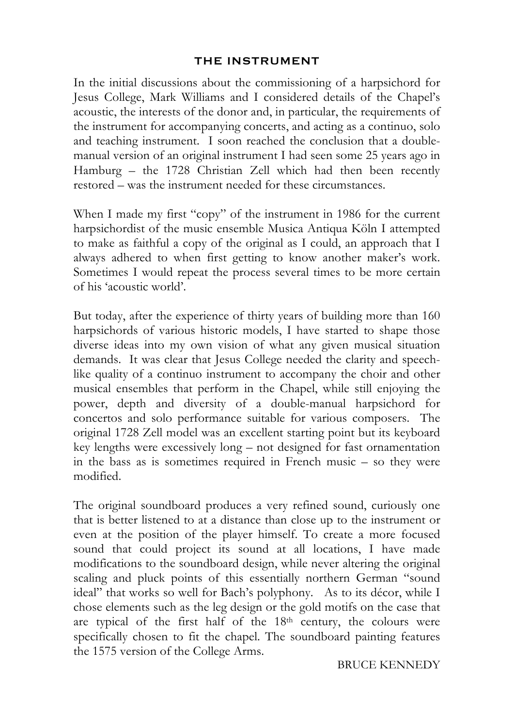## THE INSTRUMENT

In the initial discussions about the commissioning of a harpsichord for Jesus College, Mark Williams and I considered details of the Chapel's acoustic, the interests of the donor and, in particular, the requirements of the instrument for accompanying concerts, and acting as a continuo, solo and teaching instrument. I soon reached the conclusion that a double-manual version of an original instrument I had seen some 25 years ago in Hamburg – the 1728 Christian Zell which had then been recently restored – was the instrument needed for these circumstances.

When I made my first "copy" of the instrument in 1986 for the current harpsichordist of the music ensemble Musica Antiqua Köln I attempted to make as faithful a copy of the original as I could, an approach that I always adhered to when first getting to know another maker's work. Sometimes I would repeat the process several times to be more certain of his 'acoustic world'.

But today, after the experience of thirty years of building more than 160 harpsichords of various historic models, I have started to shape those diverse ideas into my own vision of what any given musical situation demands. It was clear that Jesus College needed the clarity and speech-like quality of a continuo instrument to accompany the choir and other musical ensembles that perform in the Chapel, while still enjoying the power, depth and diversity of a double-manual harpsichord for concertos and solo performance suitable for various composers. The original 1728 Zell model was an excellent starting point but its keyboard key lengths were excessively long – not designed for fast ornamentation in the bass as is sometimes required in French music – so they were modified.

The original soundboard produces a very refined sound, curiously one that is better listened to at a distance than close up to the instrument or even at the position of the player himself. To create a more focused sound that could project its sound at all locations, I have made modifications to the soundboard design, while never altering the original scaling and pluck points of this essentially northern German "sound ideal" that works so well for Bach's polyphony. As to its décor, while I chose elements such as the leg design or the gold motifs on the case that are typical of the first half of the 18th century, the colours were specifically chosen to fit the chapel. The soundboard painting features the 1575 version of the College Arms.

BRUCE KENNEDY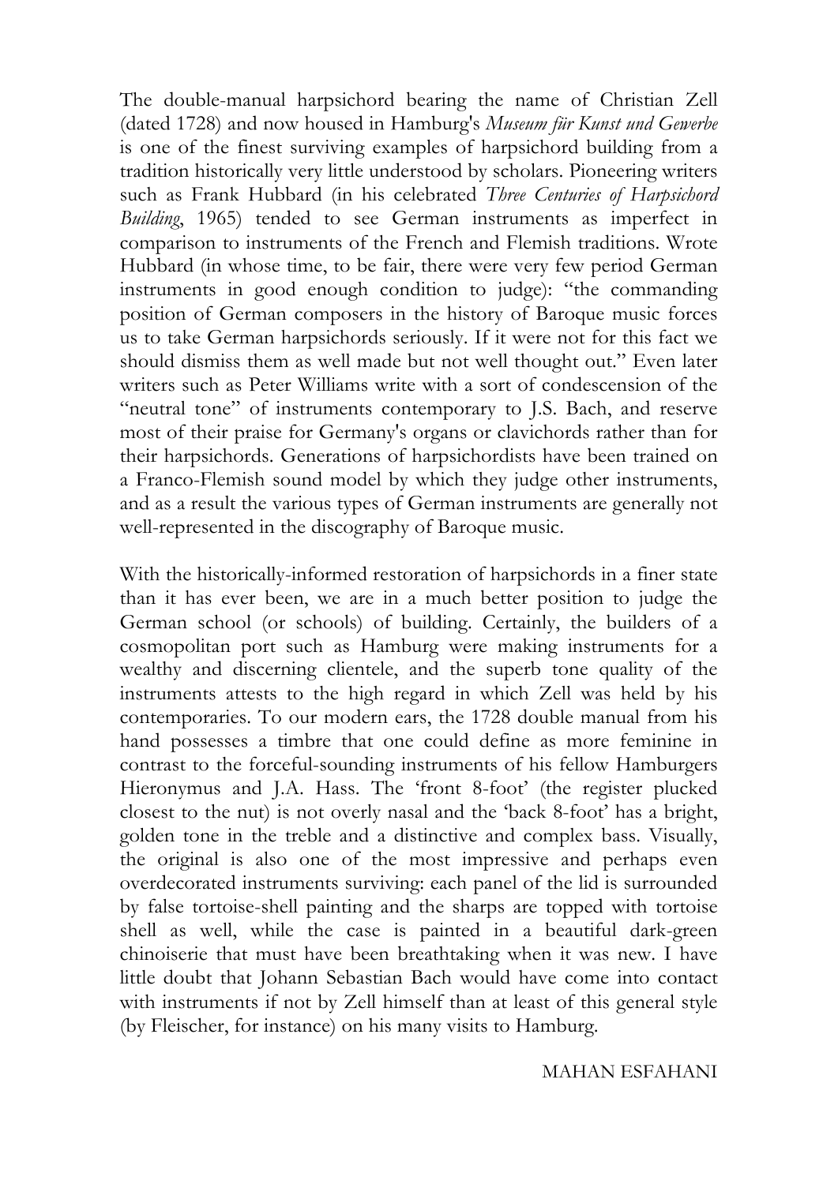The double-manual harpsichord bearing the name of Christian Zell (dated 1728) and now housed in Hamburg's *Museum für Kunst und Gewerbe* is one of the finest surviving examples of harpsichord building from a tradition historically very little understood by scholars. Pioneering writers such as Frank Hubbard (in his celebrated *Three Centuries of Harpsichord Building*, 1965) tended to see German instruments as imperfect in comparison to instruments of the French and Flemish traditions. Wrote Hubbard (in whose time, to be fair, there were very few period German instruments in good enough condition to judge): "the commanding position of German composers in the history of Baroque music forces us to take German harpsichords seriously. If it were not for this fact we should dismiss them as well made but not well thought out." Even later writers such as Peter Williams write with a sort of condescension of the "neutral tone" of instruments contemporary to J.S. Bach, and reserve most of their praise for Germany's organs or clavichords rather than for their harpsichords. Generations of harpsichordists have been trained on a Franco-Flemish sound model by which they judge other instruments, and as a result the various types of German instruments are generally not well-represented in the discography of Baroque music.

With the historically-informed restoration of harpsichords in a finer state than it has ever been, we are in a much better position to judge the German school (or schools) of building. Certainly, the builders of a cosmopolitan port such as Hamburg were making instruments for a wealthy and discerning clientele, and the superb tone quality of the instruments attests to the high regard in which Zell was held by his contemporaries. To our modern ears, the 1728 double manual from his hand possesses a timbre that one could define as more feminine in contrast to the forceful-sounding instruments of his fellow Hamburgers Hieronymus and J.A. Hass. The 'front 8-foot' (the register plucked closest to the nut) is not overly nasal and the 'back 8-foot' has a bright, golden tone in the treble and a distinctive and complex bass. Visually, the original is also one of the most impressive and perhaps even overdecorated instruments surviving: each panel of the lid is surrounded by false tortoise-shell painting and the sharps are topped with tortoise shell as well, while the case is painted in a beautiful dark-green chinoiserie that must have been breathtaking when it was new. I have little doubt that Johann Sebastian Bach would have come into contact with instruments if not by Zell himself than at least of this general style (by Fleischer, for instance) on his many visits to Hamburg.

MAHAN ESFAHANI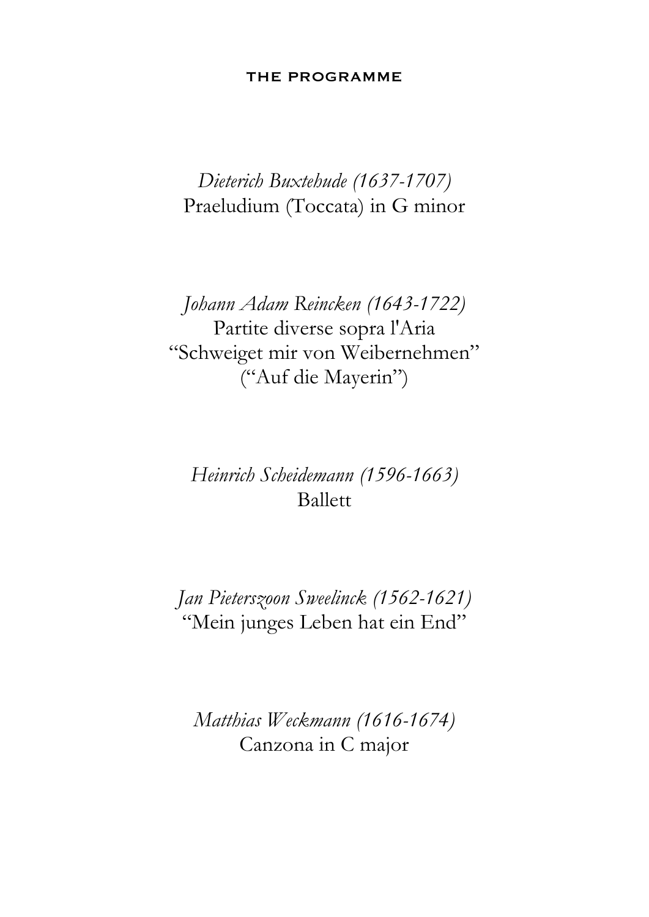# THE PROGRAMME

*Dieterich Buxtehude (1637-1707)*
Praeludium (Toccata) in G minor

*Johann Adam Reincken (1643-1722)*
Partite diverse sopra l'Aria
“Schweiget mir von Weibernehmen”
(“Auf die Mayerin”)

*Heinrich Scheidemann (1596-1663)*
Ballett

*Jan Pieterszoon Sweelinck (1562-1621)*
“Mein junges Leben hat ein End”

*Matthias Weckmann (1616-1674)*
Canzona in C major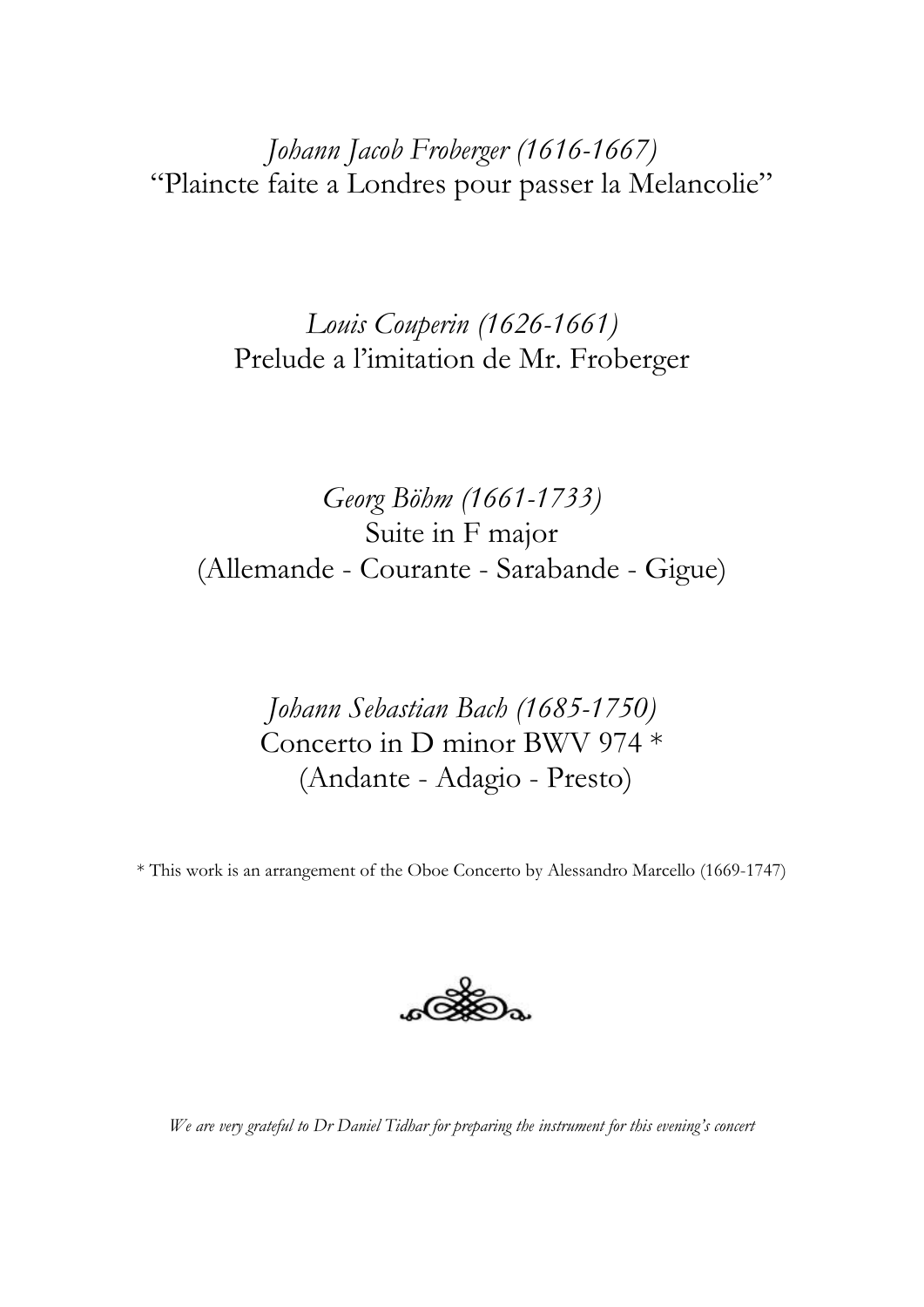*Johann Jacob Froberger (1616-1667)*
"Plaincte faite a Londres pour passer la Melancolie"

*Louis Couperin (1626-1661)*
Prelude a l'imitation de Mr. Froberger

*Georg Böhm (1661-1733)*
Suite in F major
(Allemande - Courante - Sarabande - Gigue)

*Johann Sebastian Bach (1685-1750)*
Concerto in D minor BWV 974 *
(Andante - Adagio - Presto)

* This work is an arrangement of the Oboe Concerto by Alessandro Marcello (1669-1747)

*We are very grateful to Dr Daniel Tidhar for preparing the instrument for this evening's concert*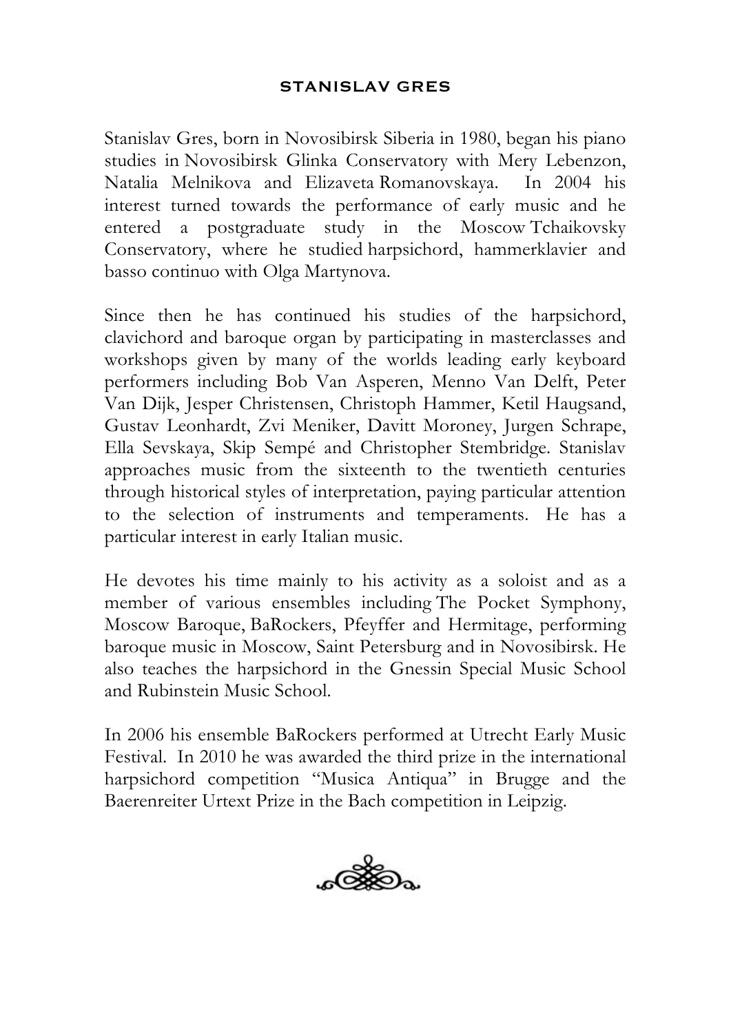## STANISLAV GRES

Stanislav Gres, born in Novosibirsk Siberia in 1980, began his piano studies in Novosibirsk Glinka Conservatory with Mery Lebenzon, Natalia Melnikova and Elizaveta Romanovskaya. In 2004 his interest turned towards the performance of early music and he entered a postgraduate study in the Moscow Tchaikovsky Conservatory, where he studied harpsichord, hammerklavier and basso continuo with Olga Martynova.

Since then he has continued his studies of the harpsichord, clavichord and baroque organ by participating in masterclasses and workshops given by many of the worlds leading early keyboard performers including Bob Van Asperen, Menno Van Delft, Peter Van Dijk, Jesper Christensen, Christoph Hammer, Ketil Haugsand, Gustav Leonhardt, Zvi Meniker, Davitt Moroney, Jurgen Schrape, Ella Sevskaya, Skip Sempé and Christopher Stembridge. Stanislav approaches music from the sixteenth to the twentieth centuries through historical styles of interpretation, paying particular attention to the selection of instruments and temperaments. He has a particular interest in early Italian music.

He devotes his time mainly to his activity as a soloist and as a member of various ensembles including The Pocket Symphony, Moscow Baroque, BaRockers, Pfeyffer and Hermitage, performing baroque music in Moscow, Saint Petersburg and in Novosibirsk. He also teaches the harpsichord in the Gnessin Special Music School and Rubinstein Music School.

In 2006 his ensemble BaRockers performed at Utrecht Early Music Festival. In 2010 he was awarded the third prize in the international harpsichord competition "Musica Antiqua" in Brugge and the Baerenreiter Urtext Prize in the Bach competition in Leipzig.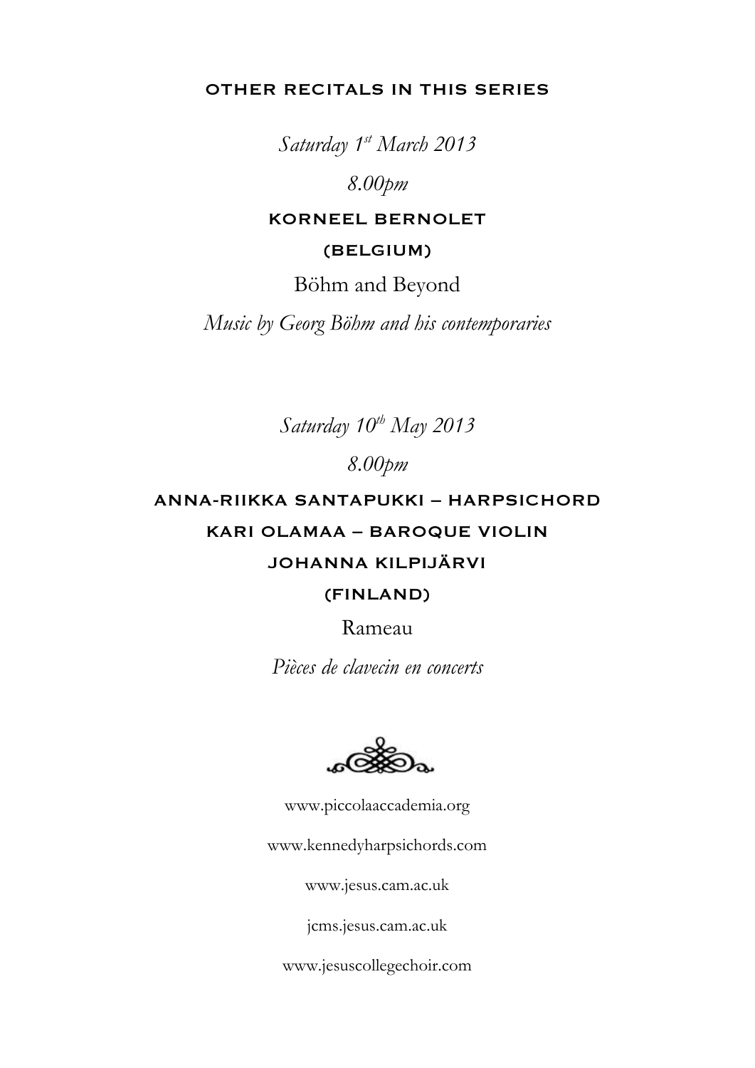## OTHER RECITALS IN THIS SERIES

*Saturday 1st March 2013*

*8.00pm*

**KORNEEL BERNOLET**

**(BELGIUM)**

Böhm and Beyond

*Music by Georg Böhm and his contemporaries*

*Saturday 10th May 2013*

*8.00pm*

**ANNA-RIIKKA SANTAPUKKI – HARPSICHORD**

**KARI OLAMAA – BAROQUE VIOLIN**

**JOHANNA KILPIJÄRVI**

**(FINLAND)**

Rameau

*Pièces de clavecin en concerts*

www.piccolaaccademia.org

www.kennedyharpsichords.com

www.jesus.cam.ac.uk

jcms.jesus.cam.ac.uk

www.jesuscollegechoir.com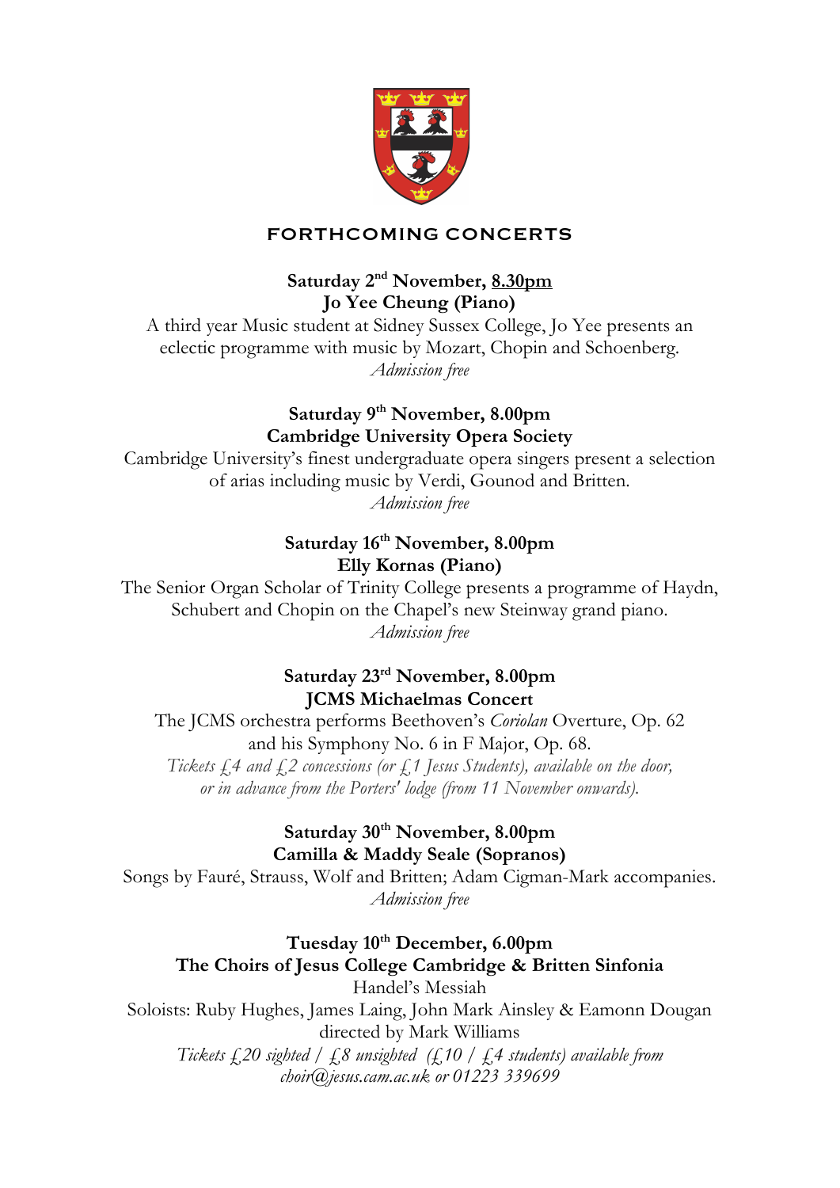## FORTHCOMING CONCERTS

**Saturday 2nd November, 8.30pm**
**Jo Yee Cheung (Piano)**

A third year Music student at Sidney Sussex College, Jo Yee presents an eclectic programme with music by Mozart, Chopin and Schoenberg.
*Admission free*

**Saturday 9th November, 8.00pm**
**Cambridge University Opera Society**

Cambridge University's finest undergraduate opera singers present a selection of arias including music by Verdi, Gounod and Britten.
*Admission free*

**Saturday 16th November, 8.00pm**
**Elly Kornas (Piano)**

The Senior Organ Scholar of Trinity College presents a programme of Haydn, Schubert and Chopin on the Chapel's new Steinway grand piano.
*Admission free*

**Saturday 23rd November, 8.00pm**
**JCMS Michaelmas Concert**

The JCMS orchestra performs Beethoven's *Coriolan* Overture, Op. 62 and his Symphony No. 6 in F Major, Op. 68.
*Tickets £4 and £2 concessions (or £1 Jesus Students), available on the door, or in advance from the Porters' lodge (from 11 November onwards).*

**Saturday 30th November, 8.00pm**
**Camilla & Maddy Seale (Sopranos)**

Songs by Fauré, Strauss, Wolf and Britten; Adam Cigman-Mark accompanies.
*Admission free*

**Tuesday 10th December, 6.00pm**
**The Choirs of Jesus College Cambridge & Britten Sinfonia**

Handel's Messiah
Soloists: Ruby Hughes, James Laing, John Mark Ainsley & Eamonn Dougan
directed by Mark Williams
*Tickets £20 sighted / £8 unsighted (£10 / £4 students) available from choir@jesus.cam.ac.uk or 01223 339699*